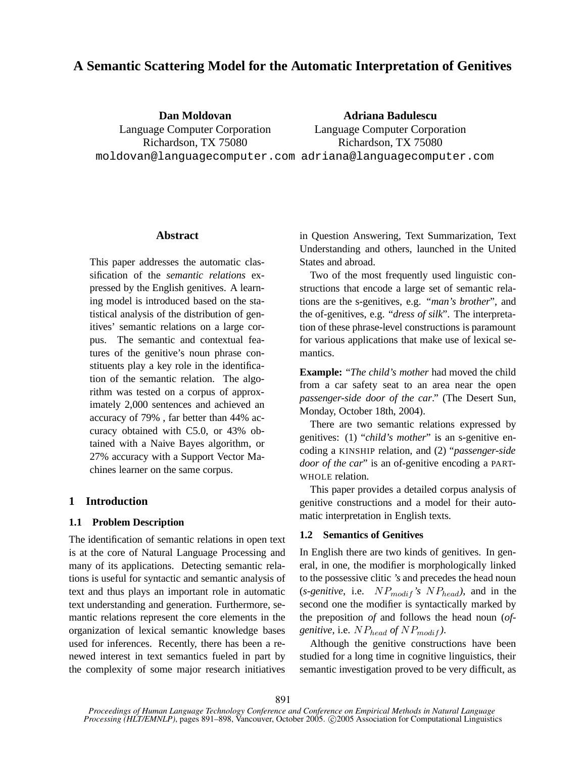# A Semantic Scattering Model for the Automatic Interpretation of Genitives

**Dan Moldovan**
Language Computer Corporation
Richardson, TX 75080
moldovan@languagecomputer.com

**Adriana Badulescu**
Language Computer Corporation
Richardson, TX 75080
adriana@languagecomputer.com

## Abstract

This paper addresses the automatic classification of the *semantic relations* expressed by the English genitives. A learning model is introduced based on the statistical analysis of the distribution of genitives' semantic relations on a large corpus. The semantic and contextual features of the genitive's noun phrase constituents play a key role in the identification of the semantic relation. The algorithm was tested on a corpus of approximately 2,000 sentences and achieved an accuracy of 79% , far better than 44% accuracy obtained with C5.0, or 43% obtained with a Naive Bayes algorithm, or 27% accuracy with a Support Vector Machines learner on the same corpus.

## 1 Introduction

### 1.1 Problem Description

The identification of semantic relations in open text is at the core of Natural Language Processing and many of its applications. Detecting semantic relations is useful for syntactic and semantic analysis of text and thus plays an important role in automatic text understanding and generation. Furthermore, semantic relations represent the core elements in the organization of lexical semantic knowledge bases used for inferences. Recently, there has been a renewed interest in text semantics fueled in part by the complexity of some major research initiatives in Question Answering, Text Summarization, Text Understanding and others, launched in the United States and abroad.

Two of the most frequently used linguistic constructions that encode a large set of semantic relations are the s-genitives, e.g. "*man's brother*", and the of-genitives, e.g. "*dress of silk*". The interpretation of these phrase-level constructions is paramount for various applications that make use of lexical semantics.

**Example:** "*The child's mother* had moved the child from a car safety seat to an area near the open *passenger-side door of the car*." (The Desert Sun, Monday, October 18th, 2004).

There are two semantic relations expressed by genitives: (1) "*child's mother*" is an s-genitive encoding a KINSHIP relation, and (2) "*passenger-side door of the car*" is an of-genitive encoding a PART-WHOLE relation.

This paper provides a detailed corpus analysis of genitive constructions and a model for their automatic interpretation in English texts.

### 1.2 Semantics of Genitives

In English there are two kinds of genitives. In general, in one, the modifier is morphologically linked to the possessive clitic *'s* and precedes the head noun (*s-genitive*, i.e. $NP_{modif}$*'s* $NP_{head}$), and in the second one the modifier is syntactically marked by the preposition *of* and follows the head noun (*of-genitive*, i.e. $NP_{head}$ *of* $NP_{modif}$).

Although the genitive constructions have been studied for a long time in cognitive linguistics, their semantic investigation proved to be very difficult, as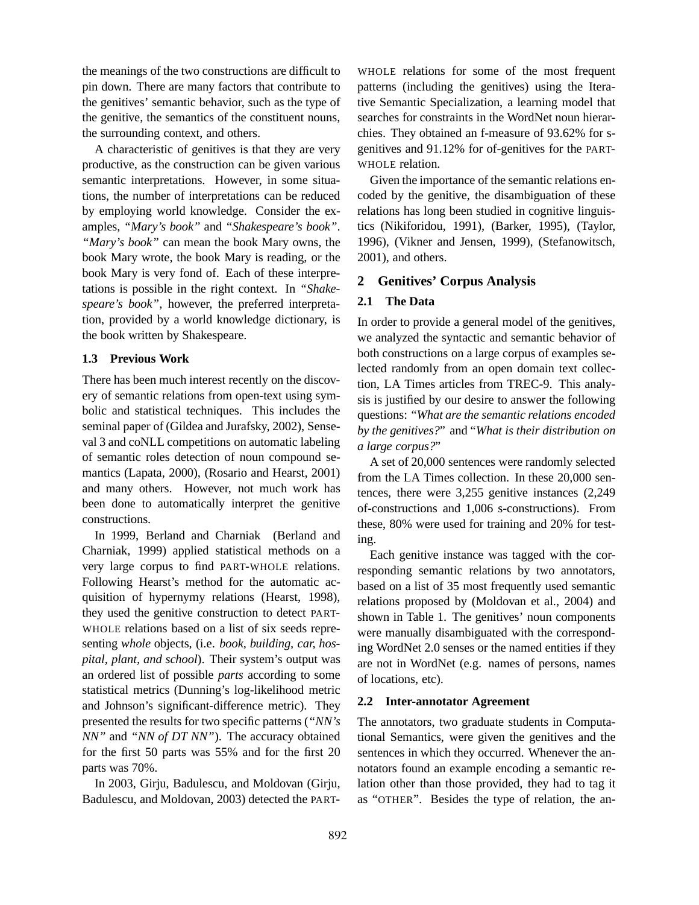the meanings of the two constructions are difficult to pin down. There are many factors that contribute to the genitives' semantic behavior, such as the type of the genitive, the semantics of the constituent nouns, the surrounding context, and others.

A characteristic of genitives is that they are very productive, as the construction can be given various semantic interpretations. However, in some situations, the number of interpretations can be reduced by employing world knowledge. Consider the examples, *"Mary's book"* and *"Shakespeare's book"*. *"Mary's book"* can mean the book Mary owns, the book Mary wrote, the book Mary is reading, or the book Mary is very fond of. Each of these interpretations is possible in the right context. In *"Shakespeare's book"*, however, the preferred interpretation, provided by a world knowledge dictionary, is the book written by Shakespeare.

### 1.3 Previous Work

There has been much interest recently on the discovery of semantic relations from open-text using symbolic and statistical techniques. This includes the seminal paper of (Gildea and Jurafsky, 2002), Senseval 3 and coNLL competitions on automatic labeling of semantic roles detection of noun compound semantics (Lapata, 2000), (Rosario and Hearst, 2001) and many others. However, not much work has been done to automatically interpret the genitive constructions.

In 1999, Berland and Charniak (Berland and Charniak, 1999) applied statistical methods on a very large corpus to find PART-WHOLE relations. Following Hearst's method for the automatic acquisition of hypernymy relations (Hearst, 1998), they used the genitive construction to detect PART-WHOLE relations based on a list of six seeds representing *whole* objects, (i.e. *book, building, car, hospital, plant, and school*). Their system's output was an ordered list of possible *parts* according to some statistical metrics (Dunning's log-likelihood metric and Johnson's significant-difference metric). They presented the results for two specific patterns (*"NN's NN"* and *"NN of DT NN"*). The accuracy obtained for the first 50 parts was 55% and for the first 20 parts was 70%.

In 2003, Girju, Badulescu, and Moldovan (Girju, Badulescu, and Moldovan, 2003) detected the PART-WHOLE relations for some of the most frequent patterns (including the genitives) using the Iterative Semantic Specialization, a learning model that searches for constraints in the WordNet noun hierarchies. They obtained an f-measure of 93.62% for s-genitives and 91.12% for of-genitives for the PART-WHOLE relation.

Given the importance of the semantic relations encoded by the genitive, the disambiguation of these relations has long been studied in cognitive linguistics (Nikiforidou, 1991), (Barker, 1995), (Taylor, 1996), (Vikner and Jensen, 1999), (Stefanowitsch, 2001), and others.

## 2 Genitives' Corpus Analysis

### 2.1 The Data

In order to provide a general model of the genitives, we analyzed the syntactic and semantic behavior of both constructions on a large corpus of examples selected randomly from an open domain text collection, LA Times articles from TREC-9. This analysis is justified by our desire to answer the following questions: "*What are the semantic relations encoded by the genitives?*" and "*What is their distribution on a large corpus?*"

A set of 20,000 sentences were randomly selected from the LA Times collection. In these 20,000 sentences, there were 3,255 genitive instances (2,249 of-constructions and 1,006 s-constructions). From these, 80% were used for training and 20% for testing.

Each genitive instance was tagged with the corresponding semantic relations by two annotators, based on a list of 35 most frequently used semantic relations proposed by (Moldovan et al., 2004) and shown in Table 1. The genitives' noun components were manually disambiguated with the corresponding WordNet 2.0 senses or the named entities if they are not in WordNet (e.g. names of persons, names of locations, etc).

### 2.2 Inter-annotator Agreement

The annotators, two graduate students in Computational Semantics, were given the genitives and the sentences in which they occurred. Whenever the annotators found an example encoding a semantic relation other than those provided, they had to tag it as "OTHER". Besides the type of relation, the an-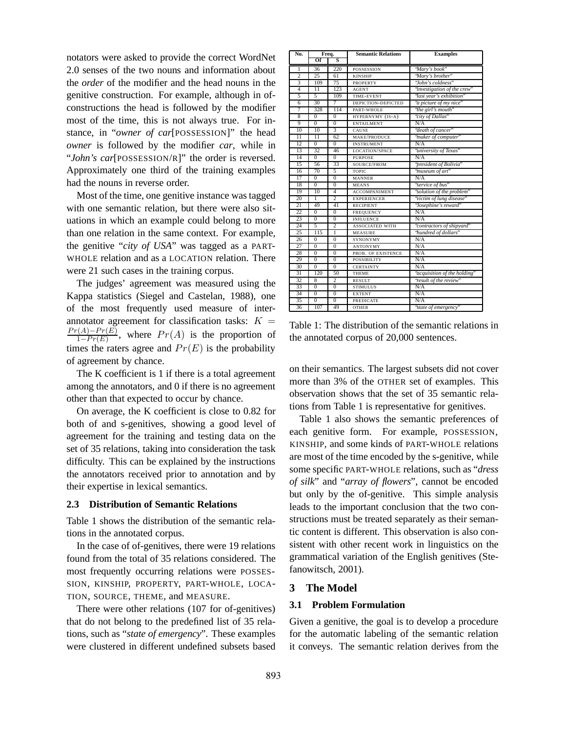notators were asked to provide the correct WordNet 2.0 senses of the two nouns and information about the *order* of the modifier and the head nouns in the genitive construction. For example, although in of-constructions the head is followed by the modifier most of the time, this is not always true. For instance, in "*owner of car*[POSSESSION]" the head *owner* is followed by the modifier *car*, while in "*John's car*[POSSESSION/R]" the order is reversed. Approximately one third of the training examples had the nouns in reverse order.

Most of the time, one genitive instance was tagged with one semantic relation, but there were also situations in which an example could belong to more than one relation in the same context. For example, the genitive "*city of USA*" was tagged as a PART-WHOLE relation and as a LOCATION relation. There were 21 such cases in the training corpus.

The judges' agreement was measured using the Kappa statistics (Siegel and Castelan, 1988), one of the most frequently used measure of inter-annotator agreement for classification tasks: $K = \frac{Pr(A)-Pr(E)}{1-Pr(E)}$, where $Pr(A)$ is the proportion of times the raters agree and $Pr(E)$ is the probability of agreement by chance.

The K coefficient is 1 if there is a total agreement among the annotators, and 0 if there is no agreement other than that expected to occur by chance.

On average, the K coefficient is close to 0.82 for both of and s-genitives, showing a good level of agreement for the training and testing data on the set of 35 relations, taking into consideration the task difficulty. This can be explained by the instructions the annotators received prior to annotation and by their expertise in lexical semantics.

### 2.3 Distribution of Semantic Relations

Table 1 shows the distribution of the semantic relations in the annotated corpus.

In the case of of-genitives, there were 19 relations found from the total of 35 relations considered. The most frequently occurring relations were POSSESSION, KINSHIP, PROPERTY, PART-WHOLE, LOCATION, SOURCE, THEME, and MEASURE.

There were other relations (107 for of-genitives) that do not belong to the predefined list of 35 relations, such as "*state of emergency*". These examples were clustered in different undefined subsets based on their semantics. The largest subsets did not cover more than 3% of the OTHER set of examples. This observation shows that the set of 35 semantic relations from Table 1 is representative for genitives.

| No. | Freq. | | Semantic Relations | Examples |
|---|---|---|---|---|
| | Of | S | | |
| 1 | 36 | 220 | POSSESSION | "Mary's book" |
| 2 | 25 | 61 | KINSHIP | "Mary's brother" |
| 3 | 109 | 75 | PROPERTY | "John's coldness" |
| 4 | 11 | 123 | AGENT | "investigation of the crew" |
| 5 | 5 | 109 | TIME-EVENT | "last year's exhibition" |
| 6 | 30 | 7 | DEPICTION-DEPICTED | "a picture of my nice" |
| 7 | 328 | 114 | PART-WHOLE | "the girl's mouth" |
| 8 | 0 | 0 | HYPERNYMY (IS-A) | "city of Dallas" |
| 9 | 0 | 0 | ENTAILMENT | N/A |
| 10 | 10 | 3 | CAUSE | "death of cancer" |
| 11 | 11 | 62 | MAKE/PRODUCE | "maker of computer" |
| 12 | 0 | 0 | INSTRUMENT | N/A |
| 13 | 32 | 46 | LOCATION/SPACE | "university of Texas" |
| 14 | 0 | 0 | PURPOSE | N/A |
| 15 | 56 | 33 | SOURCE/FROM | "president of Bolivia" |
| 16 | 70 | 5 | TOPIC | "museum of art" |
| 17 | 0 | 0 | MANNER | N/A |
| 18 | 0 | 0 | MEANS | "service of bus" |
| 19 | 10 | 4 | ACCOMPANIMENT | "solution of the problem" |
| 20 | 1 | 2 | EXPERIENCER | "victim of lung disease" |
| 21 | 49 | 41 | RECIPIENT | "Josephine's reward" |
| 22 | 0 | 0 | FREQUENCY | N/A |
| 23 | 0 | 0 | INFLUENCE | N/A |
| 24 | 5 | 2 | ASSOCIATED WITH | "contractors of shipyard" |
| 25 | 115 | 1 | MEASURE | "hundred of dollars" |
| 26 | 0 | 0 | SYNONYMY | N/A |
| 27 | 0 | 0 | ANTONYMY | N/A |
| 28 | 0 | 0 | PROB. OF EXISTENCE | N/A |
| 29 | 0 | 0 | POSSIBILITY | N/A |
| 30 | 0 | 0 | CERTAINTY | N/A |
| 31 | 120 | 50 | THEME | "acquisition of the holding" |
| 32 | 8 | 2 | RESULT | "result of the review" |
| 33 | 0 | 0 | STIMULUS | N/A |
| 34 | 0 | 0 | EXTENT | N/A |
| 35 | 0 | 0 | PREDICATE | N/A |
| 36 | 107 | 49 | OTHER | "state of emergency" |

Table 1: The distribution of the semantic relations in the annotated corpus of 20,000 sentences.

Table 1 also shows the semantic preferences of each genitive form. For example, POSSESSION, KINSHIP, and some kinds of PART-WHOLE relations are most of the time encoded by the s-genitive, while some specific PART-WHOLE relations, such as "*dress of silk*" and "*array of flowers*", cannot be encoded but only by the of-genitive. This simple analysis leads to the important conclusion that the two constructions must be treated separately as their semantic content is different. This observation is also consistent with other recent work in linguistics on the grammatical variation of the English genitives (Stefanowitsch, 2001).

## 3 The Model

### 3.1 Problem Formulation

Given a genitive, the goal is to develop a procedure for the automatic labeling of the semantic relation it conveys. The semantic relation derives from the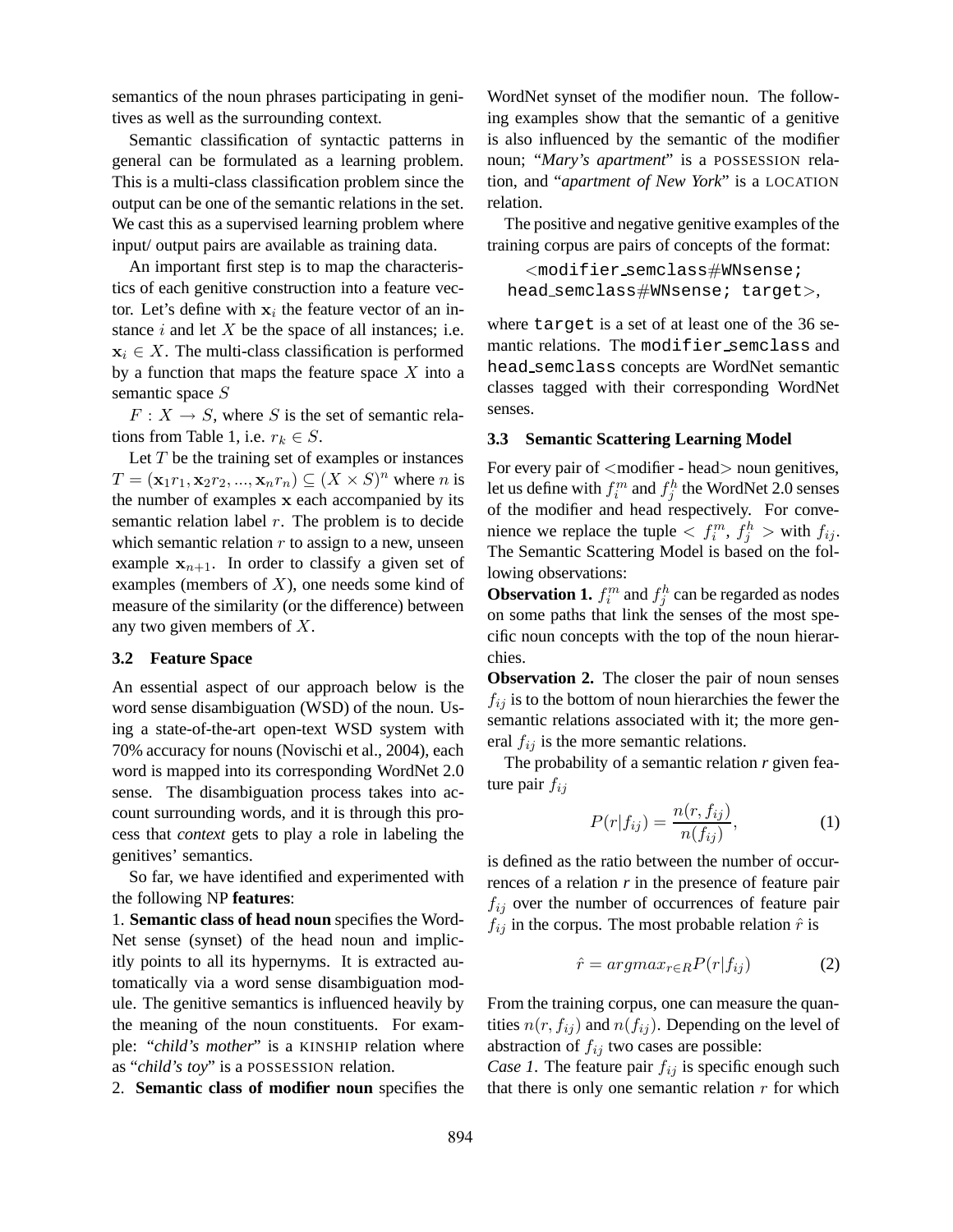semantics of the noun phrases participating in genitives as well as the surrounding context.

Semantic classification of syntactic patterns in general can be formulated as a learning problem. This is a multi-class classification problem since the output can be one of the semantic relations in the set. We cast this as a supervised learning problem where input/ output pairs are available as training data.

An important first step is to map the characteristics of each genitive construction into a feature vector. Let's define with $\mathbf{x}_i$ the feature vector of an instance $i$ and let $X$ be the space of all instances; i.e. $\mathbf{x}_i \in X$. The multi-class classification is performed by a function that maps the feature space $X$ into a semantic space $S$

$F : X \rightarrow S$, where $S$ is the set of semantic relations from Table 1, i.e. $r_k \in S$.

Let $T$ be the training set of examples or instances $T = (\mathbf{x}_1 r_1, \mathbf{x}_2 r_2, ..., \mathbf{x}_n r_n) \subseteq (X \times S)^n$ where $n$ is the number of examples $\mathbf{x}$ each accompanied by its semantic relation label $r$. The problem is to decide which semantic relation $r$ to assign to a new, unseen example $\mathbf{x}_{n+1}$. In order to classify a given set of examples (members of $X$), one needs some kind of measure of the similarity (or the difference) between any two given members of $X$.

### 3.2 Feature Space

An essential aspect of our approach below is the word sense disambiguation (WSD) of the noun. Using a state-of-the-art open-text WSD system with 70% accuracy for nouns (Novischi et al., 2004), each word is mapped into its corresponding WordNet 2.0 sense. The disambiguation process takes into account surrounding words, and it is through this process that *context* gets to play a role in labeling the genitives' semantics.

So far, we have identified and experimented with the following NP **features**:

1. **Semantic class of head noun** specifies the WordNet sense (synset) of the head noun and implicitly points to all its hypernyms. It is extracted automatically via a word sense disambiguation module. The genitive semantics is influenced heavily by the meaning of the noun constituents. For example: "*child's mother*" is a KINSHIP relation where as "*child's toy*" is a POSSESSION relation.

2. **Semantic class of modifier noun** specifies the WordNet synset of the modifier noun. The following examples show that the semantic of a genitive is also influenced by the semantic of the modifier noun; "*Mary's apartment*" is a POSSESSION relation, and "*apartment of New York*" is a LOCATION relation.

The positive and negative genitive examples of the training corpus are pairs of concepts of the format:

<modifier_semclass#WNsense; head_semclass#WNsense; target>,

where target is a set of at least one of the 36 semantic relations. The modifier_semclass and head_semclass concepts are WordNet semantic classes tagged with their corresponding WordNet senses.

### 3.3 Semantic Scattering Learning Model

For every pair of <modifier - head> noun genitives, let us define with $f_i^m$ and $f_j^h$ the WordNet 2.0 senses of the modifier and head respectively. For convenience we replace the tuple $< f_i^m, f_j^h >$ with $f_{ij}$. The Semantic Scattering Model is based on the following observations:

**Observation 1.** $f_i^m$ and $f_j^h$ can be regarded as nodes on some paths that link the senses of the most specific noun concepts with the top of the noun hierarchies.

**Observation 2.** The closer the pair of noun senses $f_{ij}$ is to the bottom of noun hierarchies the fewer the semantic relations associated with it; the more general $f_{ij}$ is the more semantic relations.

The probability of a semantic relation *r* given feature pair $f_{ij}$

$$P(r|f_{ij}) = \frac{n(r, f_{ij})}{n(f_{ij})}, \quad (1)$$

is defined as the ratio between the number of occurrences of a relation *r* in the presence of feature pair $f_{ij}$ over the number of occurrences of feature pair $f_{ij}$ in the corpus. The most probable relation $\hat{r}$ is

$$\hat{r} = argmax_{r \in R} P(r|f_{ij}) \quad (2)$$

From the training corpus, one can measure the quantities $n(r, f_{ij})$ and $n(f_{ij})$. Depending on the level of abstraction of $f_{ij}$ two cases are possible:

*Case 1*. The feature pair $f_{ij}$ is specific enough such that there is only one semantic relation $r$ for which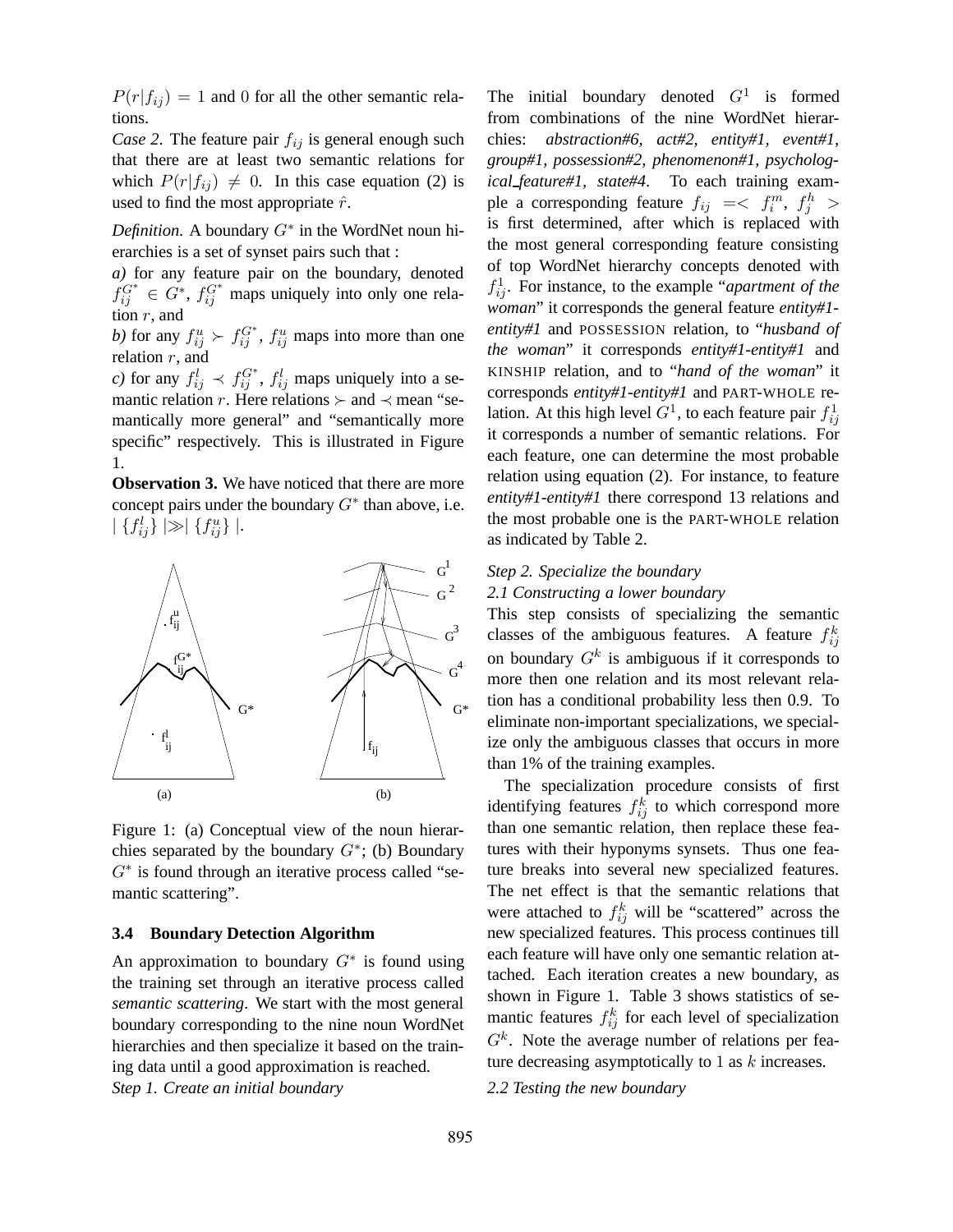$P(r|f_{ij}) = 1$ and 0 for all the other semantic relations.

*Case 2*. The feature pair $f_{ij}$ is general enough such that there are at least two semantic relations for which $P(r|f_{ij}) \neq 0$. In this case equation (2) is used to find the most appropriate $\hat{r}$.

*Definition*. A boundary $G^*$ in the WordNet noun hierarchies is a set of synset pairs such that :

*a)* for any feature pair on the boundary, denoted $f_{ij}^{G^*} \in G^*$, $f_{ij}^{G^*}$ maps uniquely into only one relation $r$, and

*b)* for any $f_{ij}^u \succ f_{ij}^{G^*}$, $f_{ij}^u$ maps into more than one relation $r$, and

*c)* for any $f_{ij}^l \prec f_{ij}^{G^*}$, $f_{ij}^l$ maps uniquely into a semantic relation $r$. Here relations $\succ$ and $\prec$ mean "semantically more general" and "semantically more specific" respectively. This is illustrated in Figure 1.

**Observation 3.** We have noticed that there are more concept pairs under the boundary $G^*$ than above, i.e. $| \{f_{ij}^l\} | \gg | \{f_{ij}^u\} |$.

Figure 1: (a) Conceptual view of the noun hierarchies separated by the boundary $G^*$; (b) Boundary $G^*$ is found through an iterative process called "semantic scattering".

### 3.4 Boundary Detection Algorithm

An approximation to boundary $G^*$ is found using the training set through an iterative process called *semantic scattering*. We start with the most general boundary corresponding to the nine noun WordNet hierarchies and then specialize it based on the training data until a good approximation is reached.

*Step 1. Create an initial boundary*

The initial boundary denoted $G^1$ is formed from combinations of the nine WordNet hierarchies: *abstraction#6, act#2, entity#1, event#1, group#1, possession#2, phenomenon#1, psychological_feature#1, state#4*. To each training example a corresponding feature $f_{ij} = < f_i^m, f_j^h >$ is first determined, after which is replaced with the most general corresponding feature consisting of top WordNet hierarchy concepts denoted with $f_{ij}^1$. For instance, to the example "*apartment of the woman*" it corresponds the general feature *entity#1-entity#1* and POSSESSION relation, to "*husband of the woman*" it corresponds *entity#1-entity#1* and KINSHIP relation, and to "*hand of the woman*" it corresponds *entity#1-entity#1* and PART-WHOLE relation. At this high level $G^1$, to each feature pair $f_{ij}^1$ it corresponds a number of semantic relations. For each feature, one can determine the most probable relation using equation (2). For instance, to feature *entity#1-entity#1* there correspond 13 relations and the most probable one is the PART-WHOLE relation as indicated by Table 2.

*Step 2. Specialize the boundary*

*2.1 Constructing a lower boundary*

This step consists of specializing the semantic classes of the ambiguous features. A feature $f_{ij}^k$ on boundary $G^k$ is ambiguous if it corresponds to more then one relation and its most relevant relation has a conditional probability less then 0.9. To eliminate non-important specializations, we specialize only the ambiguous classes that occurs in more than 1% of the training examples.

The specialization procedure consists of first identifying features $f_{ij}^k$ to which correspond more than one semantic relation, then replace these features with their hyponyms synsets. Thus one feature breaks into several new specialized features. The net effect is that the semantic relations that were attached to $f_{ij}^k$ will be "scattered" across the new specialized features. This process continues till each feature will have only one semantic relation attached. Each iteration creates a new boundary, as shown in Figure 1. Table 3 shows statistics of semantic features $f_{ij}^k$ for each level of specialization $G^k$. Note the average number of relations per feature decreasing asymptotically to 1 as $k$ increases.

*2.2 Testing the new boundary*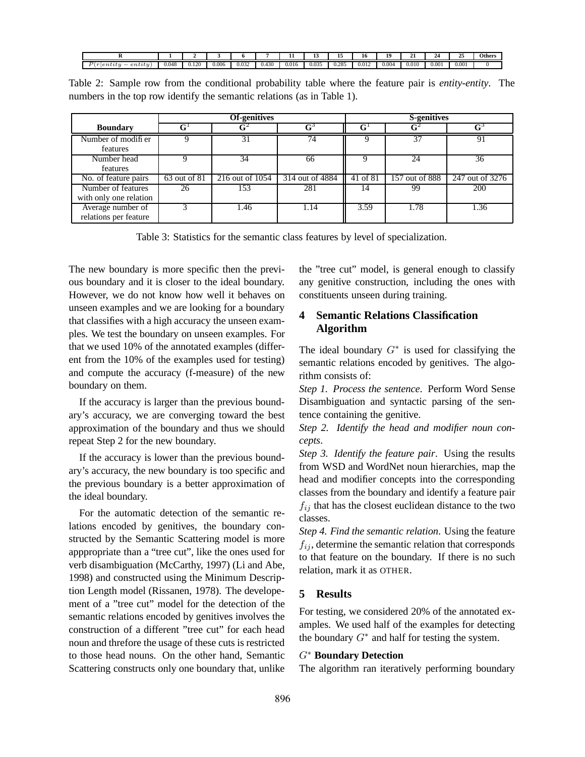| R | 1 | 2 | 3 | 6 | 7 | 11 | 13 | 15 | 16 | 19 | 21 | 24 | 25 | Others |
|---|---|---|---|---|---|---|---|---|---|---|---|---|---|---|
| $P(r\|entity - entity)$ | 0.048 | 0.120 | 0.006 | 0.032 | 0.430 | 0.016 | 0.035 | 0.285 | 0.012 | 0.004 | 0.010 | 0.001 | 0.001 | 0 |

Table 2: Sample row from the conditional probability table where the feature pair is *entity-entity*. The numbers in the top row identify the semantic relations (as in Table 1).

| | Of-genitives | | | S-genitives | | |
|---|---|---|---|---|---|---|
| **Boundary** | $G^1$ | $G^2$ | $G^3$ | $G^1$ | $G^2$ | $G^3$ |
| Number of modifier features | 9 | 31 | 74 | 9 | 37 | 91 |
| Number head features | 9 | 34 | 66 | 9 | 24 | 36 |
| No. of feature pairs | 63 out of 81 | 216 out of 1054 | 314 out of 4884 | 41 of 81 | 157 out of 888 | 247 out of 3276 |
| Number of features with only one relation | 26 | 153 | 281 | 14 | 99 | 200 |
| Average number of relations per feature | 3 | 1.46 | 1.14 | 3.59 | 1.78 | 1.36 |

Table 3: Statistics for the semantic class features by level of specialization.

The new boundary is more specific then the previous boundary and it is closer to the ideal boundary. However, we do not know how well it behaves on unseen examples and we are looking for a boundary that classifies with a high accuracy the unseen examples. We test the boundary on unseen examples. For that we used 10% of the annotated examples (different from the 10% of the examples used for testing) and compute the accuracy (f-measure) of the new boundary on them.

If the accuracy is larger than the previous boundary's accuracy, we are converging toward the best approximation of the boundary and thus we should repeat Step 2 for the new boundary.

If the accuracy is lower than the previous boundary's accuracy, the new boundary is too specific and the previous boundary is a better approximation of the ideal boundary.

For the automatic detection of the semantic relations encoded by genitives, the boundary constructed by the Semantic Scattering model is more apppropriate than a "tree cut", like the ones used for verb disambiguation (McCarthy, 1997) (Li and Abe, 1998) and constructed using the Minimum Description Length model (Rissanen, 1978). The developement of a "tree cut" model for the detection of the semantic relations encoded by genitives involves the construction of a different "tree cut" for each head noun and threfore the usage of these cuts is restricted to those head nouns. On the other hand, Semantic Scattering constructs only one boundary that, unlike the "tree cut" model, is general enough to classify any genitive construction, including the ones with constituents unseen during training.

## 4 Semantic Relations Classification Algorithm

The ideal boundary $G^*$ is used for classifying the semantic relations encoded by genitives. The algorithm consists of:

*Step 1. Process the sentence*. Perform Word Sense Disambiguation and syntactic parsing of the sentence containing the genitive.

*Step 2. Identify the head and modifier noun concepts*.

*Step 3. Identify the feature pair*. Using the results from WSD and WordNet noun hierarchies, map the head and modifier concepts into the corresponding classes from the boundary and identify a feature pair $f_{ij}$ that has the closest euclidean distance to the two classes.

*Step 4. Find the semantic relation*. Using the feature $f_{ij}$, determine the semantic relation that corresponds to that feature on the boundary. If there is no such relation, mark it as OTHER.

## 5 Results

For testing, we considered 20% of the annotated examples. We used half of the examples for detecting the boundary $G^*$ and half for testing the system.

### $G^*$ Boundary Detection

The algorithm ran iteratively performing boundary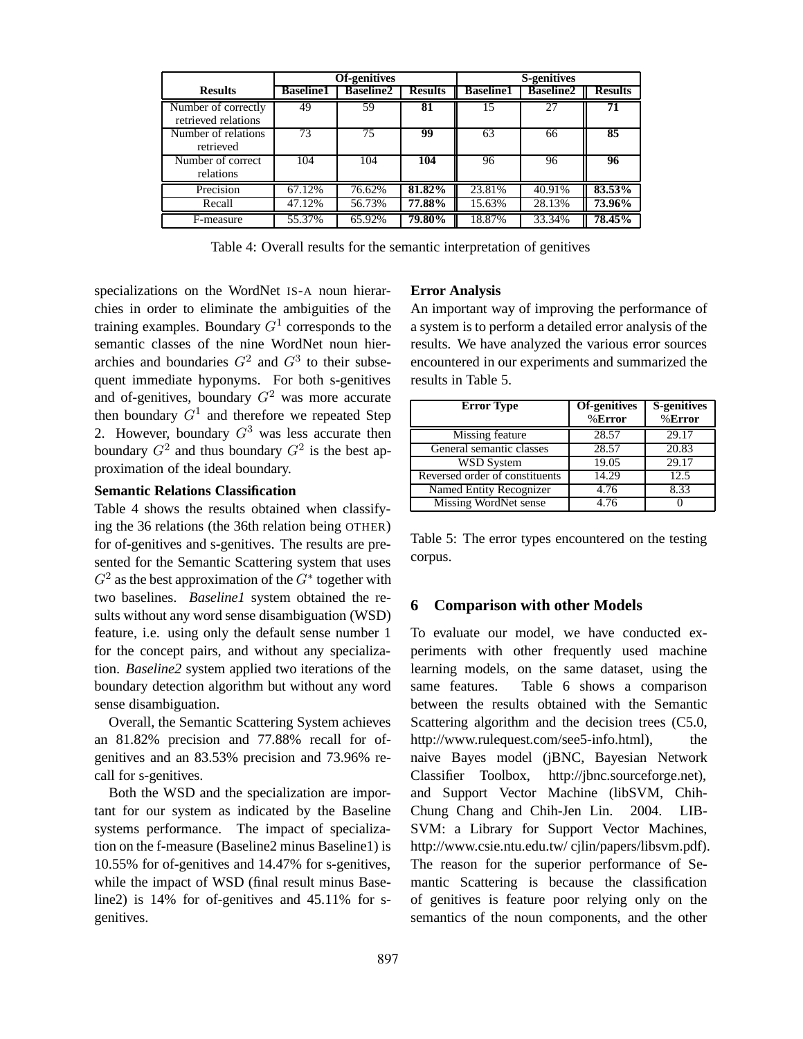| Results | Of-genitives | | | S-genitives | | |
|---|---|---|---|---|---|---|
| | **Baseline1** | **Baseline2** | **Results** | **Baseline1** | **Baseline2** | **Results** |
| Number of correctly retrieved relations | 49 | 59 | **81** | 15 | 27 | **71** |
| Number of relations retrieved | 73 | 75 | **99** | 63 | 66 | **85** |
| Number of correct relations | 104 | 104 | **104** | 96 | 96 | **96** |
| Precision | 67.12% | 76.62% | **81.82%** | 23.81% | 40.91% | **83.53%** |
| Recall | 47.12% | 56.73% | **77.88%** | 15.63% | 28.13% | **73.96%** |
| F-measure | 55.37% | 65.92% | **79.80%** | 18.87% | 33.34% | **78.45%** |

Table 4: Overall results for the semantic interpretation of genitives

specializations on the WordNet IS-A noun hierarchies in order to eliminate the ambiguities of the training examples. Boundary $G^1$ corresponds to the semantic classes of the nine WordNet noun hierarchies and boundaries $G^2$ and $G^3$ to their subsequent immediate hyponyms. For both s-genitives and of-genitives, boundary $G^2$ was more accurate then boundary $G^1$ and therefore we repeated Step 2. However, boundary $G^3$ was less accurate then boundary $G^2$ and thus boundary $G^2$ is the best approximation of the ideal boundary.

**Semantic Relations Classification**

Table 4 shows the results obtained when classifying the 36 relations (the 36th relation being OTHER) for of-genitives and s-genitives. The results are presented for the Semantic Scattering system that uses $G^2$ as the best approximation of the $G^*$ together with two baselines. *Baseline1* system obtained the results without any word sense disambiguation (WSD) feature, i.e. using only the default sense number 1 for the concept pairs, and without any specialization. *Baseline2* system applied two iterations of the boundary detection algorithm but without any word sense disambiguation.

Overall, the Semantic Scattering System achieves an 81.82% precision and 77.88% recall for of-genitives and an 83.53% precision and 73.96% recall for s-genitives.

Both the WSD and the specialization are important for our system as indicated by the Baseline systems performance. The impact of specialization on the f-measure (Baseline2 minus Baseline1) is 10.55% for of-genitives and 14.47% for s-genitives, while the impact of WSD (final result minus Baseline2) is 14% for of-genitives and 45.11% for s-genitives.

**Error Analysis**

An important way of improving the performance of a system is to perform a detailed error analysis of the results. We have analyzed the various error sources encountered in our experiments and summarized the results in Table 5.

| Error Type | Of-genitives %Error | S-genitives %Error |
|---|---|---|
| Missing feature | 28.57 | 29.17 |
| General semantic classes | 28.57 | 20.83 |
| WSD System | 19.05 | 29.17 |
| Reversed order of constituents | 14.29 | 12.5 |
| Named Entity Recognizer | 4.76 | 8.33 |
| Missing WordNet sense | 4.76 | 0 |

Table 5: The error types encountered on the testing corpus.

## 6 Comparison with other Models

To evaluate our model, we have conducted experiments with other frequently used machine learning models, on the same dataset, using the same features. Table 6 shows a comparison between the results obtained with the Semantic Scattering algorithm and the decision trees (C5.0, http://www.rulequest.com/see5-info.html), the naive Bayes model (jBNC, Bayesian Network Classifier Toolbox, http://jbnc.sourceforge.net), and Support Vector Machine (libSVM, Chih-Chung Chang and Chih-Jen Lin. 2004. LIBSVM: a Library for Support Vector Machines, http://www.csie.ntu.edu.tw/ cjlin/papers/libsvm.pdf). The reason for the superior performance of Semantic Scattering is because the classification of genitives is feature poor relying only on the semantics of the noun components, and the other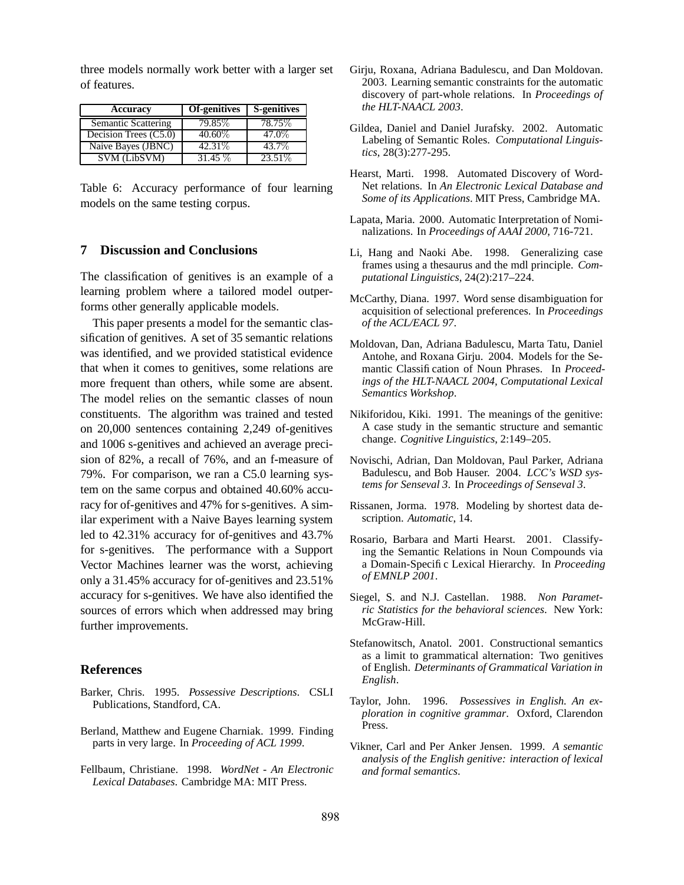three models normally work better with a larger set of features.

| Accuracy | Of-genitives | S-genitives |
|---|---|---|
| Semantic Scattering | 79.85% | 78.75% |
| Decision Trees (C5.0) | 40.60% | 47.0% |
| Naive Bayes (JBNC) | 42.31% | 43.7% |
| SVM (LibSVM) | 31.45 % | 23.51% |

Table 6: Accuracy performance of four learning models on the same testing corpus.

## 7 Discussion and Conclusions

The classification of genitives is an example of a learning problem where a tailored model outperforms other generally applicable models.

This paper presents a model for the semantic classification of genitives. A set of 35 semantic relations was identified, and we provided statistical evidence that when it comes to genitives, some relations are more frequent than others, while some are absent. The model relies on the semantic classes of noun constituents. The algorithm was trained and tested on 20,000 sentences containing 2,249 of-genitives and 1006 s-genitives and achieved an average precision of 82%, a recall of 76%, and an f-measure of 79%. For comparison, we ran a C5.0 learning system on the same corpus and obtained 40.60% accuracy for of-genitives and 47% for s-genitives. A similar experiment with a Naive Bayes learning system led to 42.31% accuracy for of-genitives and 43.7% for s-genitives. The performance with a Support Vector Machines learner was the worst, achieving only a 31.45% accuracy for of-genitives and 23.51% accuracy for s-genitives. We have also identified the sources of errors which when addressed may bring further improvements.

## References

Barker, Chris. 1995. *Possessive Descriptions*. CSLI Publications, Standford, CA.

Berland, Matthew and Eugene Charniak. 1999. Finding parts in very large. In *Proceeding of ACL 1999*.

Fellbaum, Christiane. 1998. *WordNet - An Electronic Lexical Databases*. Cambridge MA: MIT Press.

Girju, Roxana, Adriana Badulescu, and Dan Moldovan. 2003. Learning semantic constraints for the automatic discovery of part-whole relations. In *Proceedings of the HLT-NAACL 2003*.

Gildea, Daniel and Daniel Jurafsky. 2002. Automatic Labeling of Semantic Roles. *Computational Linguistics*, 28(3):277-295.

Hearst, Marti. 1998. Automated Discovery of WordNet relations. In *An Electronic Lexical Database and Some of its Applications*. MIT Press, Cambridge MA.

Lapata, Maria. 2000. Automatic Interpretation of Nominalizations. In *Proceedings of AAAI 2000*, 716-721.

Li, Hang and Naoki Abe. 1998. Generalizing case frames using a thesaurus and the mdl principle. *Computational Linguistics*, 24(2):217–224.

McCarthy, Diana. 1997. Word sense disambiguation for acquisition of selectional preferences. In *Proceedings of the ACL/EACL 97*.

Moldovan, Dan, Adriana Badulescu, Marta Tatu, Daniel Antohe, and Roxana Girju. 2004. Models for the Semantic Classification of Noun Phrases. In *Proceedings of the HLT-NAACL 2004, Computational Lexical Semantics Workshop*.

Nikiforidou, Kiki. 1991. The meanings of the genitive: A case study in the semantic structure and semantic change. *Cognitive Linguistics*, 2:149–205.

Novischi, Adrian, Dan Moldovan, Paul Parker, Adriana Badulescu, and Bob Hauser. 2004. *LCC's WSD systems for Senseval 3*. In *Proceedings of Senseval 3*.

Rissanen, Jorma. 1978. Modeling by shortest data description. *Automatic*, 14.

Rosario, Barbara and Marti Hearst. 2001. Classifying the Semantic Relations in Noun Compounds via a Domain-Specific Lexical Hierarchy. In *Proceeding of EMNLP 2001*.

Siegel, S. and N.J. Castellan. 1988. *Non Parametric Statistics for the behavioral sciences*. New York: McGraw-Hill.

Stefanowitsch, Anatol. 2001. Constructional semantics as a limit to grammatical alternation: Two genitives of English. *Determinants of Grammatical Variation in English*.

Taylor, John. 1996. *Possessives in English. An exploration in cognitive grammar*. Oxford, Clarendon Press.

Vikner, Carl and Per Anker Jensen. 1999. *A semantic analysis of the English genitive: interaction of lexical and formal semantics*.